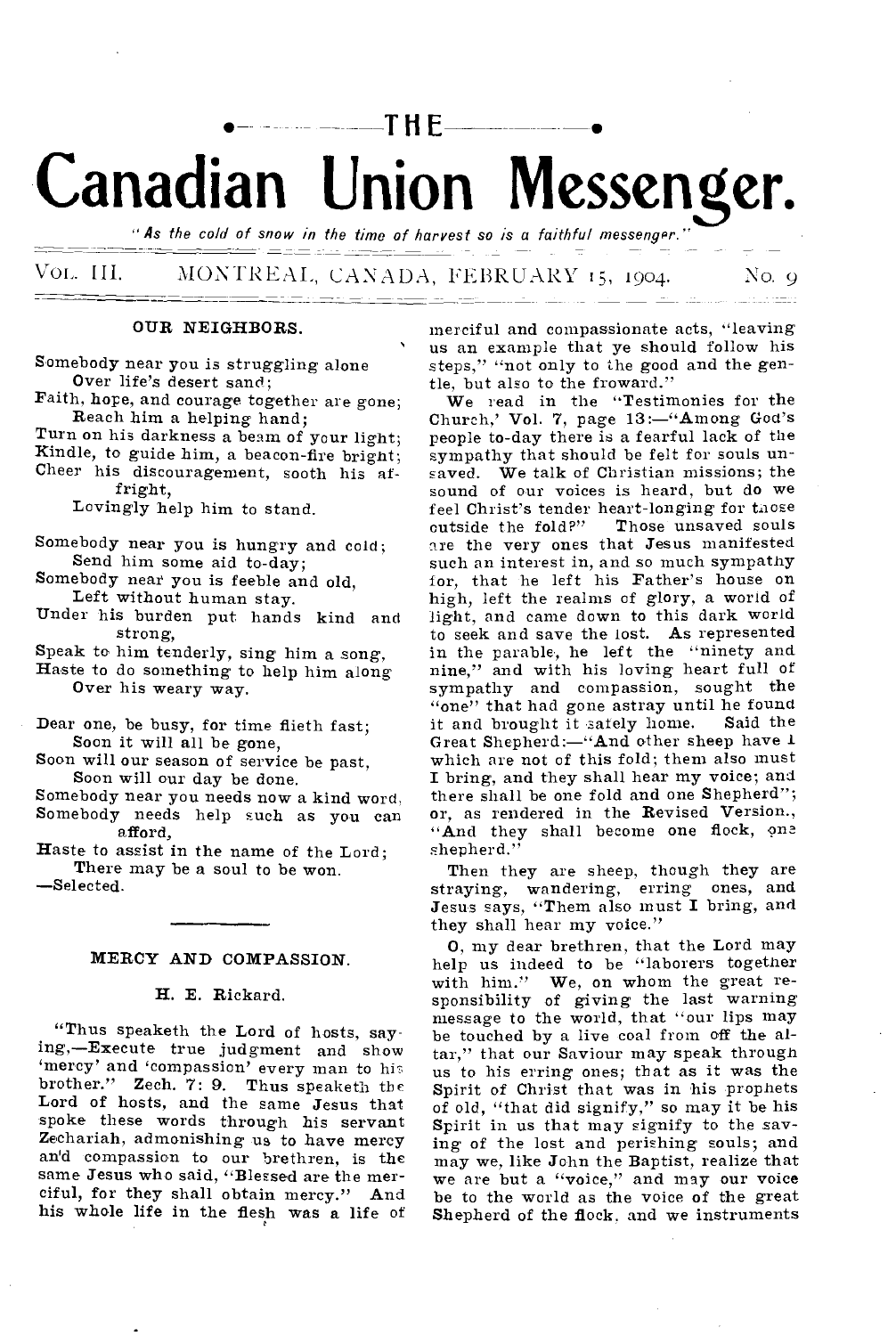# THE Canadian Union Messenger.

*"As the cold of snow in the time of harvest so is a faithful messenger."*

VOL. III. MONTREAL, CANADA, FEBRUARY 15, 1904. No. 9

## OUR NEIGHBORS.

Somebody near you is struggling alone
 Over life's desert sand;
Faith, hope, and courage together are gone;
 Reach him a helping hand;
Turn on his darkness a beam of your light;
Kindle, to guide him, a beacon-fire bright;
Cheer his discouragement, sooth his affright,
 Lovingly help him to stand.

Somebody near you is hungry and cold;
 Send him some aid to-day;
Somebody near you is feeble and old,
 Left without human stay.
Under his burden put hands kind and strong,
Speak to him tenderly, sing him a song,
Haste to do something to help him along
 Over his weary way.

Dear one, be busy, for time flieth fast;
 Soon it will all be gone,
Soon will our season of service be past,
 Soon will our day be done.
Somebody near you needs now a kind word,
Somebody needs help such as you can afford,
Haste to assist in the name of the Lord;
 There may be a soul to be won.

—Selected.

## MERCY AND COMPASSION.

### H. E. Rickard.

"Thus speaketh the Lord of hosts, saying,—Execute true judgment and show 'mercy' and 'compassion' every man to his brother." Zech. 7: 9. Thus speaketh the Lord of hosts, and the same Jesus that spoke these words through his servant Zechariah, admonishing us to have mercy and compassion to our brethren, is the same Jesus who said, "Blessed are the merciful, for they shall obtain mercy." And his whole life in the flesh was a life of merciful and compassionate acts, "leaving us an example that ye should follow his steps," "not only to the good and the gentle, but also to the froward."

We read in the "Testimonies for the Church,' Vol. 7, page 13:—"Among God's people to-day there is a fearful lack of the sympathy that should be felt for souls unsaved. We talk of Christian missions; the sound of our voices is heard, but do we feel Christ's tender heart-longing for those outside the fold?" Those unsaved souls are the very ones that Jesus manifested such an interest in, and so much sympathy for, that he left his Father's house on high, left the realms of glory, a world of light, and came down to this dark world to seek and save the lost. As represented in the parable, he left the "ninety and nine," and with his loving heart full of sympathy and compassion, sought the "one" that had gone astray until he found it and brought it safely home. Said the Great Shepherd:—"And other sheep have I which are not of this fold; them also must I bring, and they shall hear my voice; and there shall be one fold and one Shepherd"; or, as rendered in the Revised Version., "And they shall become one flock, one shepherd."

Then they are sheep, though they are straying, wandering, erring ones, and Jesus says, "Them also must I bring, and they shall hear my voice."

O, my dear brethren, that the Lord may help us indeed to be "laborers together with him." We, on whom the great responsibility of giving the last warning message to the world, that "our lips may be touched by a live coal from off the altar," that our Saviour may speak through us to his erring ones; that as it was the Spirit of Christ that was in his prophets of old, "that did signify," so may it be his Spirit in us that may signify to the saving of the lost and perishing souls; and may we, like John the Baptist, realize that we are but a "voice," and may our voice be to the world as the voice of the great Shepherd of the flock, and we instruments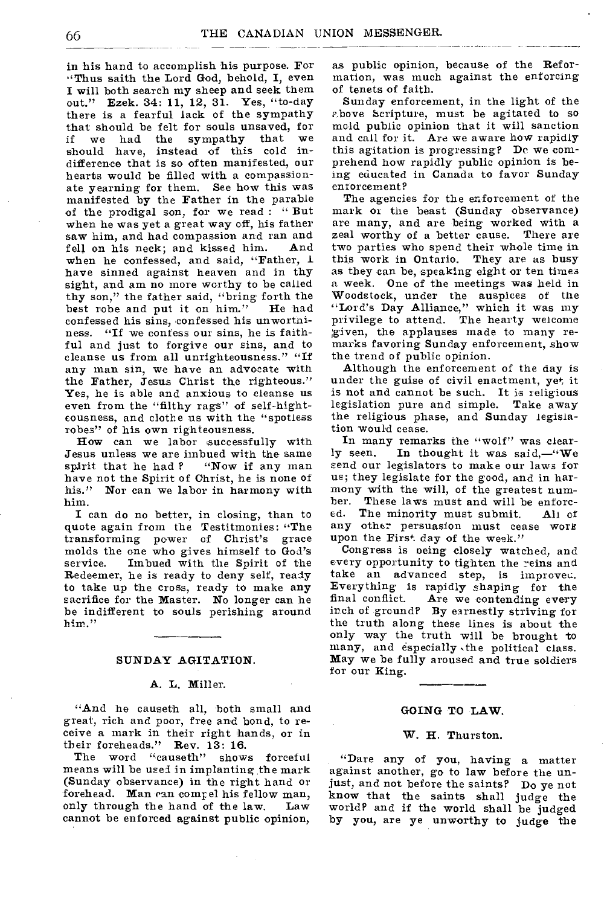in his hand to accomplish his purpose. For "Thus saith the Lord God, behold, I, even I will both search my sheep and seek them out." Ezek. 34: 11, 12, 31. Yes, "to-day there is a fearful lack of the sympathy that should be felt for souls unsaved, for if we had the sympathy that we should have, instead of this cold indifference that is so often manifested, our hearts would be filled with a compassionate yearning for them. See how this was manifested by the Father in the parable of the prodigal son, for we read : " But when he was yet a great way off, his father saw him, and had compassion and ran and fell on his neck; and kissed him. And when he confessed, and said, "Father, I have sinned against heaven and in thy sight, and am no more worthy to be called thy son," the father said, "bring forth the best robe and put it on him." He had confessed his sins, confessed his unworthiness. "If we confess our sins, he is faithful and just to forgive our sins, and to cleanse us from all unrighteousness." "If any man sin, we have an advocate with the Father, Jesus Christ the righteous." Yes, he is able and anxious to cleanse us even from the "filthy rags" of self-hightєousness, and clothe us with the "spotless robes" of his own righteousness.

How can we labor successfully with Jesus unless we are imbued with the same spirit that he had ? "Now if any man have not the Spirit of Christ, he is none of his." Nor can we labor in harmony with him.

I can do no better, in closing, than to quote again from the Testitmonies: "The transforming power of Christ's grace molds the one who gives himself to God's service. Imbued with the Spirit of the Redeemer, he is ready to deny self, ready to take up the cross, ready to make any sacrifice for the Master. No longer can he be indifferent to souls perishing around him."

## SUNDAY AGITATION.

A. L. Miller.

"And he causeth all, both small and great, rich and poor, free and bond, to receive a mark in their right hands, or in their foreheads." Rev. 13: 16.

The word "causeth" shows forceful means will be used in implanting the mark (Sunday observance) in the right hand or forehead. Man can compel his fellow man, only through the hand of the law. Law cannot be enforced against public opinion, as public opinion, because of the Reformation, was much against the enforcing of tenets of faith.

Sunday enforcement, in the light of the above Scripture, must be agitated to so mold public opinion that it will sanction and call for it. Are we aware how rapidly this agitation is progressing? Do we comprehend how rapidly public opinion is being educated in Canada to favor Sunday enforcement?

The agencies for the enforcement of the mark of the beast (Sunday observance) are many, and are being worked with a zeal worthy of a better cause. There are two parties who spend their whole time in this work in Ontario. They are as busy as they can be, speaking eight or ten times a week. One of the meetings was held in Woodstock, under the auspices of the "Lord's Day Alliance," which it was my privilege to attend. The hearty welcome given, the applauses made to many remarks favoring Sunday enforcement, show the trend of public opinion.

Although the enforcement of the day is under the guise of civil enactment, yet it is not and cannot be such. It is religious legislation pure and simple. Take away the religious phase, and Sunday legislation would cease.

In many remarks the "wolf" was clearly seen. In thought it was said,—"We send our legislators to make our laws for us; they legislate for the good, and in harmony with the will, of the greatest number. These laws must and will be enforced. The minority must submit. All of any other persuasion must cease work upon the First day of the week."

Congress is being closely watched, and every opportunity to tighten the reins and take an advanced step, is improved. Everything is rapidly shaping for the final conflict. Are we contending every inch of ground? By earnestly striving for the truth along these lines is about the only way the truth will be brought to many, and especially the political class. May we be fully aroused and true soldiers for our King.

## GOING TO LAW.

W. H. Thurston.

"Dare any of you, having a matter against another, go to law before the unjust, and not before the saints? Do ye not know that the saints shall judge the world? and if the world shall be judged by you, are ye unworthy to judge the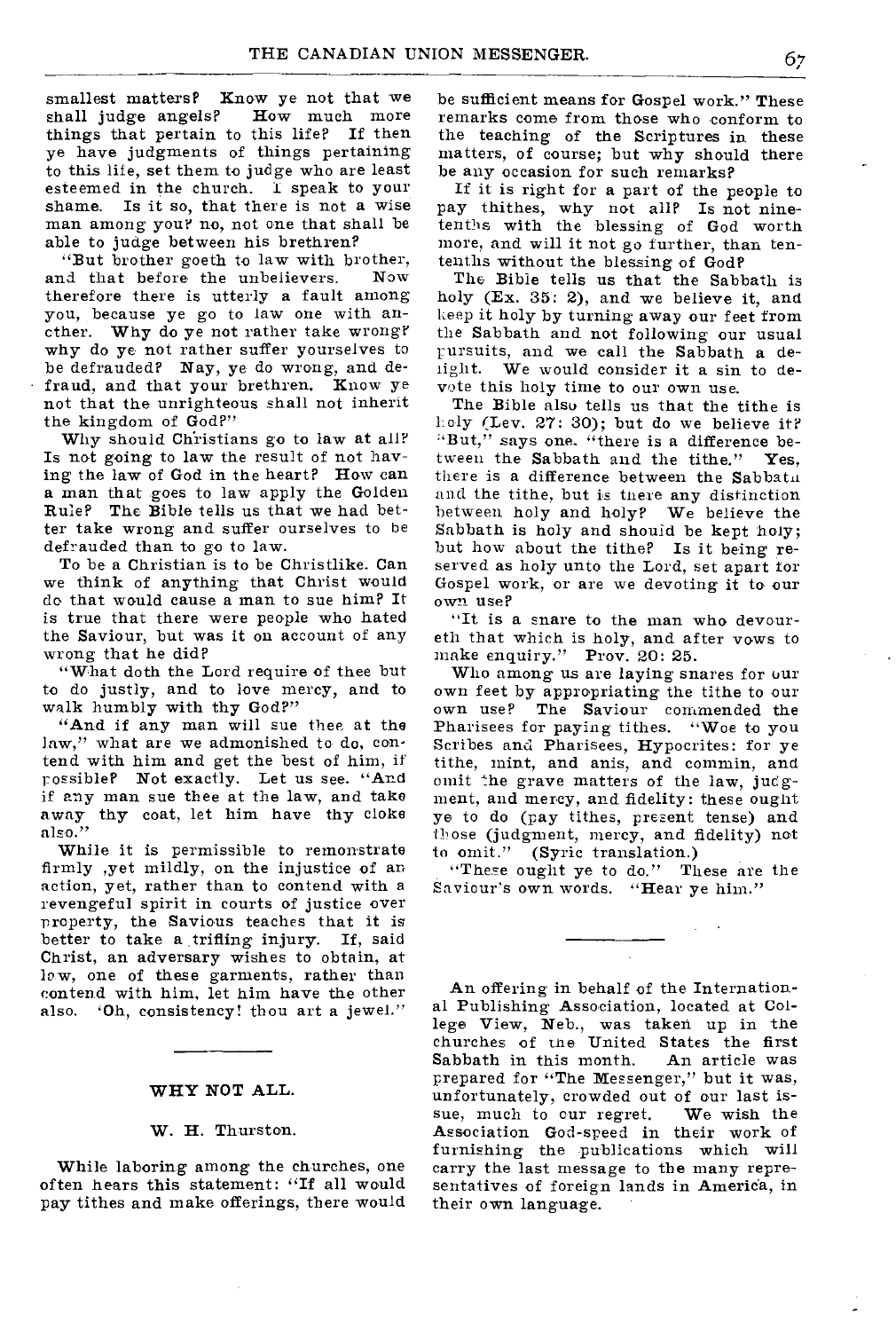smallest matters? Know ye not that we shall judge angels? How much more things that pertain to this life? If then ye have judgments of things pertaining to this life, set them to judge who are least esteemed in the church. I speak to your shame. Is it so, that there is not a wise man among you? no, not one that shall be able to judge between his brethren?

"But brother goeth to law with brother, and that before the unbelievers. Now therefore there is utterly a fault among you, because ye go to law one with another. Why do ye not rather take wrong? why do ye not rather suffer yourselves to be defrauded? Nay, ye do wrong, and defraud, and that your brethren. Know ye not that the unrighteous shall not inherit the kingdom of God?"

Why should Christians go to law at all? Is not going to law the result of not having the law of God in the heart? How can a man that goes to law apply the Golden Rule? The Bible tells us that we had better take wrong and suffer ourselves to be defrauded than to go to law.

To be a Christian is to be Christlike. Can we think of anything that Christ would do that would cause a man to sue him? It is true that there were people who hated the Saviour, but was it on account of any wrong that he did?

"What doth the Lord require of thee but to do justly, and to love mercy, and to walk humbly with thy God?"

"And if any man will sue thee at the law," what are we admonished to do, contend with him and get the best of him, if possible? Not exactly. Let us see. "And if any man sue thee at the law, and take away thy coat, let him have thy cloke also."

While it is permissible to remonstrate firmly ,yet mildly, on the injustice of an action, yet, rather than to contend with a revengeful spirit in courts of justice over property, the Savious teaches that it is better to take a trifling injury. If, said Christ, an adversary wishes to obtain, at law, one of these garments, rather than contend with him, let him have the other also. 'Oh, consistency! thou art a jewel."

---

## WHY NOT ALL.

W. H. Thurston.

While laboring among the churches, one often hears this statement: "If all would pay tithes and make offerings, there would be sufficient means for Gospel work." These remarks come from those who conform to the teaching of the Scriptures in these matters, of course; but why should there be any occasion for such remarks?

If it is right for a part of the people to pay thithes, why not all? Is not ninetenths with the blessing of God worth more, and will it not go further, than tentenths without the blessing of God?

The Bible tells us that the Sabbath is holy (Ex. 35: 2), and we believe it, and keep it holy by turning away our feet from the Sabbath and not following our usual pursuits, and we call the Sabbath a delight. We would consider it a sin to devote this holy time to our own use.

The Bible also tells us that the tithe is holy (Lev. 27: 30); but do we believe it? "But," says one. "there is a difference between the Sabbath and the tithe." Yes, there is a difference between the Sabbath and the tithe, but is there any distinction between holy and holy? We believe the Sabbath is holy and should be kept holy; but how about the tithe? Is it being reserved as holy unto the Lord, set apart for Gospel work, or are we devoting it to our own use?

"It is a snare to the man who devoureth that which is holy, and after vows to make enquiry." Prov. 20: 25.

Who among us are laying snares for our own feet by appropriating the tithe to our own use? The Saviour commended the Pharisees for paying tithes. "Woe to you Scribes and Pharisees, Hypocrites: for ye tithe, mint, and anis, and commin, and omit the grave matters of the law, judgment, and mercy, and fidelity: these ought ye to do (pay tithes, present tense) and those (judgment, mercy, and fidelity) not to omit." (Syric translation.)

"These ought ye to do." These are the Saviour's own words. "Hear ye him."

---

An offering in behalf of the International Publishing Association, located at College View, Neb., was taken up in the churches of the United States the first Sabbath in this month. An article was prepared for "The Messenger," but it was, unfortunately, crowded out of our last issue, much to our regret. We wish the Association God-speed in their work of furnishing the publications which will carry the last message to the many representatives of foreign lands in America, in their own language.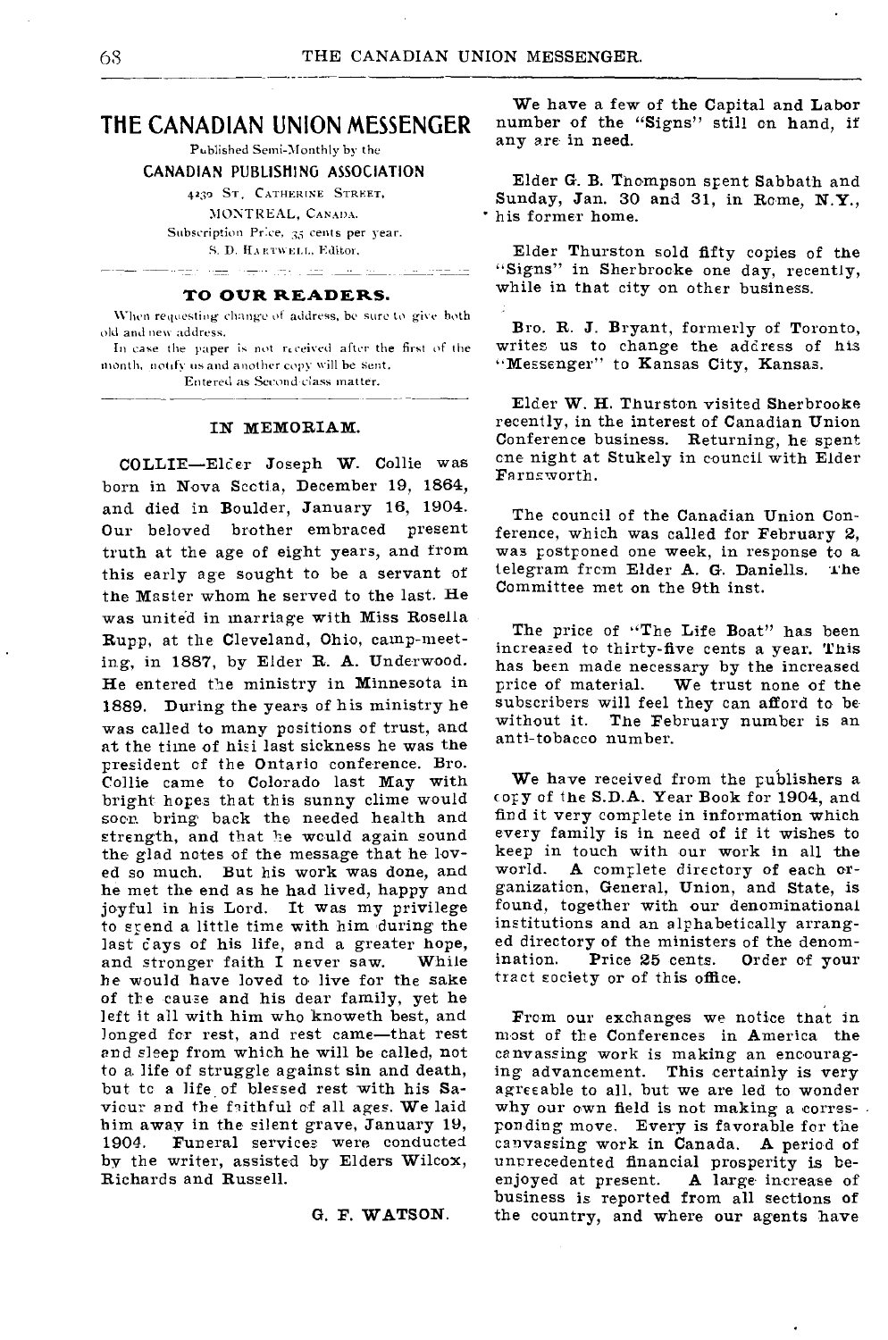# THE CANADIAN UNION MESSENGER

Published Semi-Monthly by the

**CANADIAN PUBLISHING ASSOCIATION**

4230 ST. CATHERINE STREET,
MONTREAL, CANADA.

Subscription Price, 35 cents per year.
S. D. HARTWELL, Editor.

---

### TO OUR READERS.

When requesting change of address, be sure to give both old and new address.

In case the paper is not received after the first of the month, notify us and another copy will be sent.

Entered as Second-class matter.

---

### IN MEMORIAM.

COLLIE—Elder Joseph W. Collie was born in Nova Scotia, December 19, 1864, and died in Boulder, January 16, 1904. Our beloved brother embraced present truth at the age of eight years, and from this early age sought to be a servant of the Master whom he served to the last. He was united in marriage with Miss Rosella Rupp, at the Cleveland, Ohio, camp-meeting, in 1887, by Elder R. A. Underwood. He entered the ministry in Minnesota in 1889. During the years of his ministry he was called to many positions of trust, and at the time of his last sickness he was the president of the Ontario conference. Bro. Collie came to Colorado last May with bright hopes that this sunny clime would soon bring back the needed health and strength, and that he would again sound the glad notes of the message that he loved so much. But his work was done, and he met the end as he had lived, happy and joyful in his Lord. It was my privilege to spend a little time with him during the last days of his life, and a greater hope, and stronger faith I never saw. While he would have loved to live for the sake of the cause and his dear family, yet he left it all with him who knoweth best, and longed for rest, and rest came—that rest and sleep from which he will be called, not to a life of struggle against sin and death, but to a life of blessed rest with his Saviour and the faithful of all ages. We laid him away in the silent grave, January 19, 1904. Funeral services were conducted by the writer, assisted by Elders Wilcox, Richards and Russell.

G. F. WATSON.

---

We have a few of the Capital and Labor number of the "Signs" still on hand, if any are in need.

Elder G. B. Thompson spent Sabbath and Sunday, Jan. 30 and 31, in Rome, N.Y., his former home.

Elder Thurston sold fifty copies of the "Signs" in Sherbrooke one day, recently, while in that city on other business.

Bro. R. J. Bryant, formerly of Toronto, writes us to change the address of his "Messenger" to Kansas City, Kansas.

Elder W. H. Thurston visited Sherbrooke recently, in the interest of Canadian Union Conference business. Returning, he spent one night at Stukely in council with Elder Farnsworth.

The council of the Canadian Union Conference, which was called for February 2, was postponed one week, in response to a telegram from Elder A. G. Daniells. The Committee met on the 9th inst.

The price of "The Life Boat" has been increased to thirty-five cents a year. This has been made necessary by the increased price of material. We trust none of the subscribers will feel they can afford to be without it. The February number is an anti-tobacco number.

We have received from the publishers a copy of the S.D.A. Year Book for 1904, and find it very complete in information which every family is in need of if it wishes to keep in touch with our work in all the world. A complete directory of each organization, General, Union, and State, is found, together with our denominational institutions and an alphabetically arranged directory of the ministers of the denomination. Price 25 cents. Order of your tract society or of this office.

From our exchanges we notice that in most of the Conferences in America the canvassing work is making an encouraging advancement. This certainly is very agreeable to all, but we are led to wonder why our own field is not making a corresponding move. Every is favorable for the canvassing work in Canada. A period of unprecedented financial prosperity is beenjoyed at present. A large increase of business is reported from all sections of the country, and where our agents have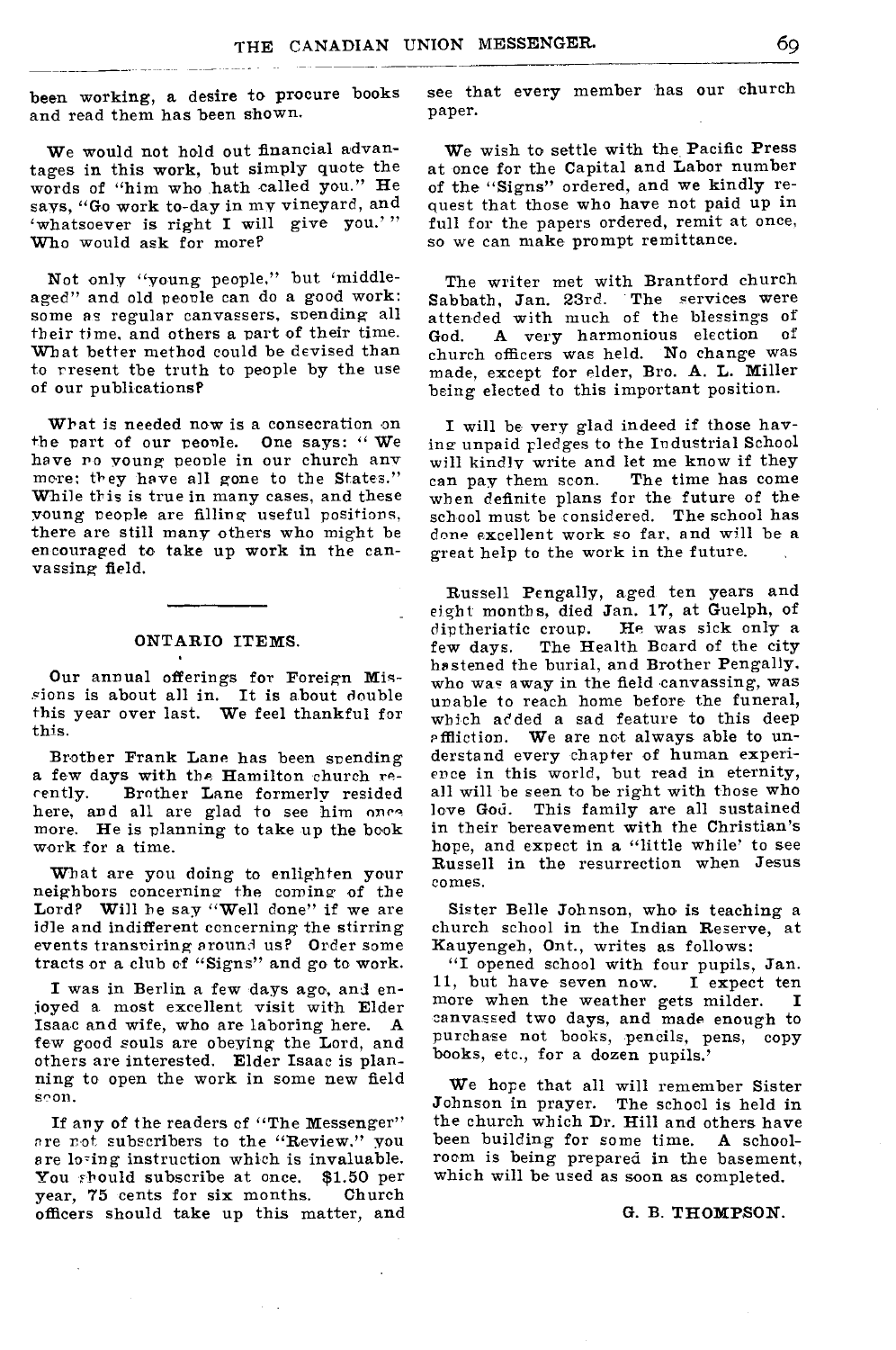been working, a desire to procure books and read them has been shown.

We would not hold out financial advantages in this work, but simply quote the words of "him who hath called you." He says, "Go work to-day in my vineyard, and 'whatsoever is right I will give you.'" Who would ask for more?

Not only "young people," but 'middle-aged" and old people can do a good work: some as regular canvassers, spending all their time, and others a part of their time. What better method could be devised than to present the truth to people by the use of our publications?

What is needed now is a consecration on the part of our people. One says: "We have no young people in our church any more; they have all gone to the States." While this is true in many cases, and these young people are filling useful positions, there are still many others who might be encouraged to take up work in the canvassing field.

---

## ONTARIO ITEMS.

Our annual offerings for Foreign Missions is about all in. It is about double this year over last. We feel thankful for this.

Brother Frank Lane has been spending a few days with the Hamilton church recently. Brother Lane formerly resided here, and all are glad to see him once more. He is planning to take up the book work for a time.

What are you doing to enlighten your neighbors concerning the coming of the Lord? Will he say "Well done" if we are idle and indifferent concerning the stirring events transpiring around us? Order some tracts or a club of "Signs" and go to work.

I was in Berlin a few days ago, and enjoyed a most excellent visit with Elder Isaac and wife, who are laboring here. A few good souls are obeying the Lord, and others are interested. Elder Isaac is planning to open the work in some new field soon.

If any of the readers of "The Messenger" are not subscribers to the "Review," you are losing instruction which is invaluable. You should subscribe at once. $1.50 per year, 75 cents for six months. Church officers should take up this matter, and see that every member has our church paper.

We wish to settle with the Pacific Press at once for the Capital and Labor number of the "Signs" ordered, and we kindly request that those who have not paid up in full for the papers ordered, remit at once, so we can make prompt remittance.

The writer met with Brantford church Sabbath, Jan. 23rd. The services were attended with much of the blessings of God. A very harmonious election of church officers was held. No change was made, except for elder, Bro. A. L. Miller being elected to this important position.

I will be very glad indeed if those having unpaid pledges to the Industrial School will kindly write and let me know if they can pay them soon. The time has come when definite plans for the future of the school must be considered. The school has done excellent work so far, and will be a great help to the work in the future.

Russell Pengally, aged ten years and eight months, died Jan. 17, at Guelph, of diptheriatic croup. He was sick only a few days. The Health Board of the city hastened the burial, and Brother Pengally, who was away in the field canvassing, was unable to reach home before the funeral, which added a sad feature to this deep affliction. We are not always able to understand every chapter of human experience in this world, but read in eternity, all will be seen to be right with those who love God. This family are all sustained in their bereavement with the Christian's hope, and expect in a "little while' to see Russell in the resurrection when Jesus comes.

Sister Belle Johnson, who is teaching a church school in the Indian Reserve, at Kauyengeh, Ont., writes as follows:

"I opened school with four pupils, Jan. 11, but have seven now. I expect ten more when the weather gets milder. I canvassed two days, and made enough to purchase not books, pencils, pens, copy books, etc., for a dozen pupils.'

We hope that all will remember Sister Johnson in prayer. The school is held in the church which Dr. Hill and others have been building for some time. A schoolroom is being prepared in the basement, which will be used as soon as completed.

G. B. THOMPSON.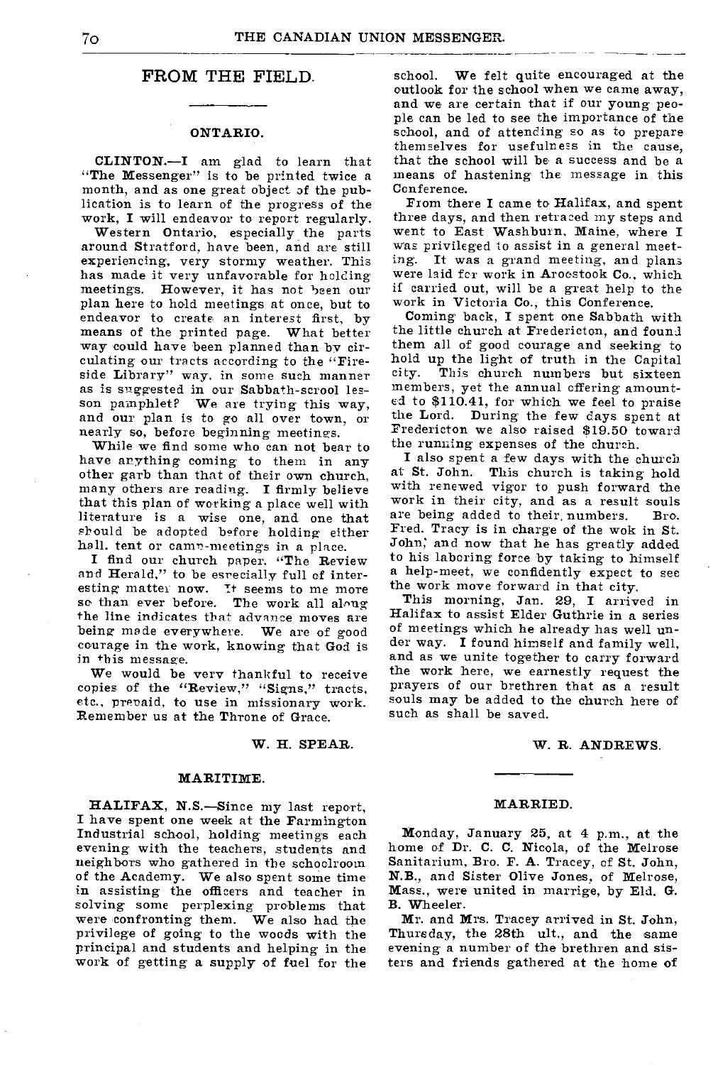## FROM THE FIELD.

### ONTARIO.

**CLINTON.**—I am glad to learn that "The Messenger" is to be printed twice a month, and as one great object of the publication is to learn of the progress of the work, I will endeavor to report regularly.

Western Ontario, especially the parts around Stratford, have been, and are still experiencing, very stormy weather. This has made it very unfavorable for holding meetings. However, it has not been our plan here to hold meetings at once, but to endeavor to create an interest first, by means of the printed page. What better way could have been planned than by circulating our tracts according to the "Fireside Library" way, in some such manner as is suggested in our Sabbath-scrool lesson pamphlet? We are trying this way, and our plan is to go all over town, or nearly so, before beginning meetings.

While we find some who can not bear to have anything coming to them in any other garb than that of their own church, many others are reading. I firmly believe that this plan of working a place well with literature is a wise one, and one that should be adopted before holding either hall, tent or camp-meetings in a place.

I find our church paper, "The Review and Herald," to be especially full of interesting matter now. It seems to me more so than ever before. The work all along the line indicates that advance moves are being made everywhere. We are of good courage in the work, knowing that God is in this message.

We would be very thankful to receive copies of the "Review," "Signs," tracts, etc., prepaid, to use in missionary work. Remember us at the Throne of Grace.

W. H. SPEAR.

### MARITIME.

**HALIFAX, N.S.**—Since my last report, I have spent one week at the Farmington Industrial school, holding meetings each evening with the teachers, students and neighbors who gathered in the schoolroom of the Academy. We also spent some time in assisting the officers and teacher in solving some perplexing problems that were confronting them. We also had the privilege of going to the woods with the principal and students and helping in the work of getting a supply of fuel for the school. We felt quite encouraged at the outlook for the school when we came away, and we are certain that if our young people can be led to see the importance of the school, and of attending so as to prepare themselves for usefulness in the cause, that the school will be a success and be a means of hastening the message in this Conference.

From there I came to Halifax, and spent three days, and then retraced my steps and went to East Washburn, Maine, where I was privileged to assist in a general meeting. It was a grand meeting, and plans were laid for work in Aroostook Co., which if carried out, will be a great help to the work in Victoria Co., this Conference.

Coming back, I spent one Sabbath with the little church at Fredericton, and found them all of good courage and seeking to hold up the light of truth in the Capital city. This church numbers but sixteen members, yet the annual offering amounted to $110.41, for which we feel to praise the Lord. During the few days spent at Fredericton we also raised $19.50 toward the running expenses of the church.

I also spent a few days with the church at St. John. This church is taking hold with renewed vigor to push forward the work in their city, and as a result souls are being added to their numbers. Bro. Fred. Tracy is in charge of the wok in St. John; and now that he has greatly added to his laboring force by taking to himself a help-meet, we confidently expect to see the work move forward in that city.

This morning, Jan. 29, I arrived in Halifax to assist Elder Guthrie in a series of meetings which he already has well under way. I found himself and family well, and as we unite together to carry forward the work here, we earnestly request the prayers of our brethren that as a result souls may be added to the church here of such as shall be saved.

W. R. ANDREWS.

### MARRIED.

Monday, January 25, at 4 p.m., at the home of Dr. C. C. Nicola, of the Melrose Sanitarium, Bro. F. A. Tracey, of St. John, N.B., and Sister Olive Jones, of Melrose, Mass., were united in marrige, by Eld. G. B. Wheeler.

Mr. and Mrs. Tracey arrived in St. John, Thursday, the 28th ult., and the same evening a number of the brethren and sisters and friends gathered at the home of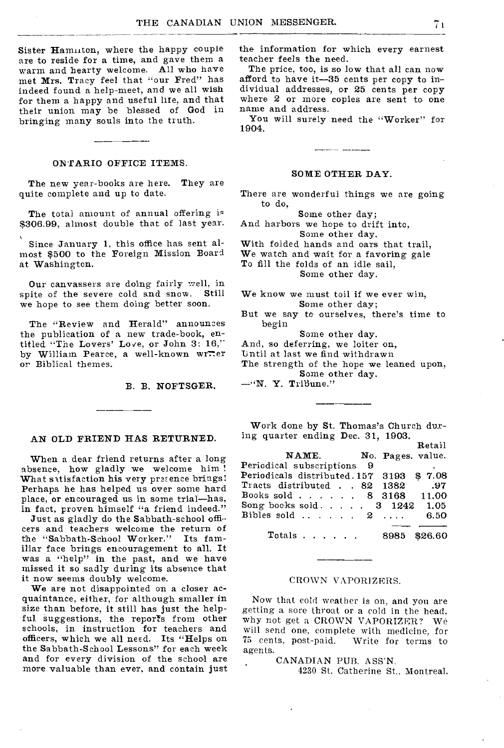Sister Hamilton, where the happy couple are to reside for a time, and gave them a warm and hearty welcome. All who have met Mrs. Tracy feel that "our Fred" has indeed found a help-meet, and we all wish for them a happy and useful life, and that their union may be blessed of God in bringing many souls into the truth.

---

## ONTARIO OFFICE ITEMS.

The new year-books are here. They are quite complete and up to date.

The total amount of annual offering is $306.99, almost double that of last year.

Since January 1, this office has sent almost $500 to the Foreign Mission Board at Washington.

Our canvassers are doing fairly well, in spite of the severe cold and snow. Still we hope to see them doing better soon.

The "Review and Herald" announces the publication of a new trade-book, entitled "The Lovers' Love, or John 3: 16," by William Pearce, a well-known writer or Biblical themes.

B. B. NOFTSGER.

---

## AN OLD FRIEND HAS RETURNED.

When a dear friend returns after a long absence, how gladly we welcome him! What satisfaction his very presence brings! Perhaps he has helped us over some hard place, or encouraged us in some trial—has, in fact, proven himself "a friend indeed."

Just as gladly do the Sabbath-school officers and teachers welcome the return of the "Sabbath-School Worker." Its familiar face brings encouragement to all. It was a "help" in the past, and we have missed it so sadly during its absence that it now seems doubly welcome.

We are not disappointed on a closer acquaintance, either, for although smaller in size than before, it still has just the helpful suggestions, the reports from other schools, in instruction for teachers and officers, which we all need. Its "Helps on the Sabbath-School Lessons" for each week and for every division of the school are more valuable than ever, and contain just the information for which every earnest teacher feels the need.

The price, too, is so low that all can now afford to have it—35 cents per copy to individual addresses, or 25 cents per copy where 2 or more copies are sent to one name and address.

You will surely need the "Worker" for 1904.

---

## SOME OTHER DAY.

There are wonderful things we are going to do,
Some other day;
And harbors we hope to drift into,
Some other day.
With folded hands and oars that trail,
We watch and wait for a favoring gale
To fill the folds of an idle sail,
Some other day.

We know we must toil if we ever win,
Some other day;
But we say to ourselves, there's time to begin
Some other day.
And, so deferring, we loiter on,
Until at last we find withdrawn
The strength of the hope we leaned upon,
Some other day.

—"N. Y. Tribune."

---

Work done by St. Thomas's Church during quarter ending Dec. 31, 1903.

| NAME. | No. | Pages. | Retail value. |
|---|---|---|---|
| Periodical subscriptions | 9 | | . |
| Periodicals distributed | 157 | 3193 | $ 7.08 |
| Tracts distributed | 82 | 1382 | .97 |
| Books sold | 8 | 3168 | 11.00 |
| Song books sold | 3 | 1242 | 1.05 |
| Bibles sold | 2 | .... | 6.50 |
| Totals | | 8985 | $26.60 |

---

## CROWN VAPORIZERS.

Now that cold weather is on, and you are getting a sore throat or a cold in the head, why not get a CROWN VAPORIZER? We will send one, complete with medicine, for 75 cents, post-paid. Write for terms to agents.

CANADIAN PUB. ASS'N.
4230 St. Catherine St., Montreal.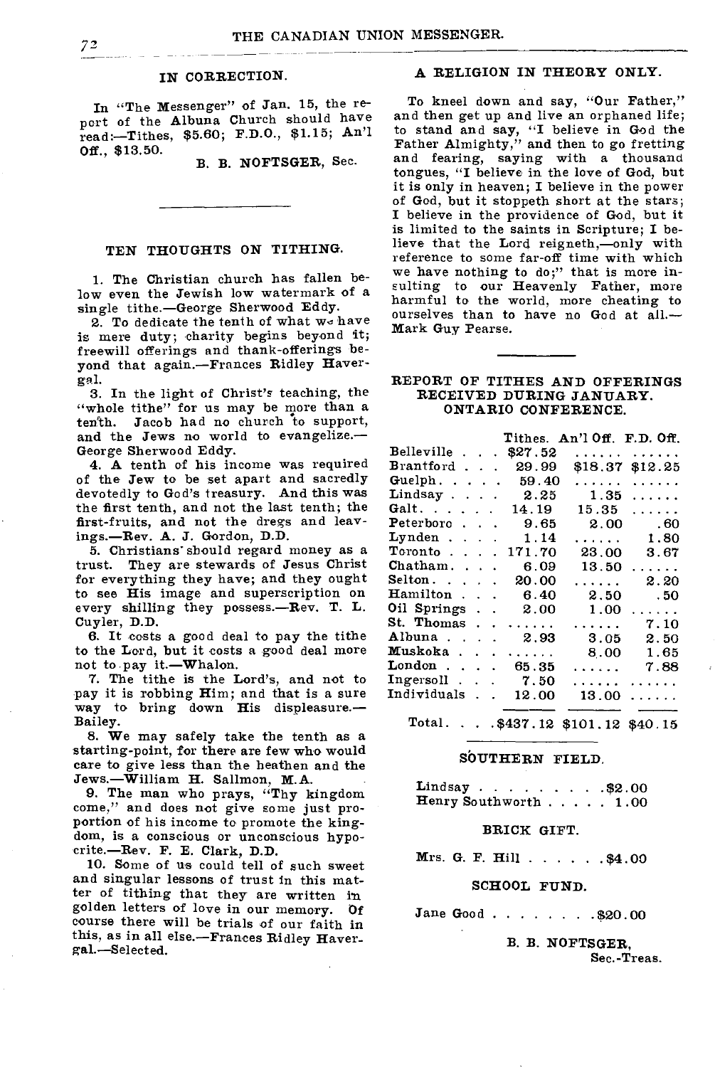## IN CORRECTION.

In "The Messenger" of Jan. 15, the report of the Albuna Church should have read:—Tithes, $5.60; F.D.O., $1.15; An'l Off., $13.50.

B. B. NOFTSGER, Sec.

---

## TEN THOUGHTS ON TITHING.

1. The Christian church has fallen below even the Jewish low watermark of a single tithe.—George Sherwood Eddy.

2. To dedicate the tenth of what we have is mere duty; charity begins beyond it; freewill offerings and thank-offerings beyond that again.—Frances Ridley Havergal.

3. In the light of Christ's teaching, the "whole tithe" for us may be more than a tenth. Jacob had no church to support, and the Jews no world to evangelize.—George Sherwood Eddy.

4. A tenth of his income was required of the Jew to be set apart and sacredly devotedly to God's treasury. And this was the first tenth, and not the last tenth; the first-fruits, and not the dregs and leavings.—Rev. A. J. Gordon, D.D.

5. Christians should regard money as a trust. They are stewards of Jesus Christ for everything they have; and they ought to see His image and superscription on every shilling they possess.—Rev. T. L. Cuyler, D.D.

6. It costs a good deal to pay the tithe to the Lord, but it costs a good deal more not to pay it.—Whalon.

7. The tithe is the Lord's, and not to pay it is robbing Him; and that is a sure way to bring down His displeasure.—Bailey.

8. We may safely take the tenth as a starting-point, for there are few who would care to give less than the heathen and the Jews.—William H. Sallmon, M.A.

9. The man who prays, "Thy kingdom come," and does not give some just proportion of his income to promote the kingdom, is a conscious or unconscious hypocrite.—Rev. F. E. Clark, D.D.

10. Some of us could tell of such sweet and singular lessons of trust in this matter of tithing that they are written in golden letters of love in our memory. Of course there will be trials of our faith in this, as in all else.—Frances Ridley Havergal.—Selected.

## A RELIGION IN THEORY ONLY.

To kneel down and say, "Our Father," and then get up and live an orphaned life; to stand and say, "I believe in God the Father Almighty," and then to go fretting and fearing, saying with a thousand tongues, "I believe in the love of God, but it is only in heaven; I believe in the power of God, but it stoppeth short at the stars; I believe in the providence of God, but it is limited to the saints in Scripture; I believe that the Lord reigneth,—only with reference to some far-off time with which we have nothing to do;" that is more insulting to our Heavenly Father, more harmful to the world, more cheating to ourselves than to have no God at all.—Mark Guy Pearse.

---

## REPORT OF TITHES AND OFFERINGS RECEIVED DURING JANUARY. ONTARIO CONFERENCE.

| | Tithes. | An'l Off. | F.D. Off. |
|---|---|---|---|
| Belleville | $27.52 | ...... | ...... |
| Brantford | 29.99 | $18.37 | $12.25 |
| Guelph | 59.40 | ...... | ...... |
| Lindsay | 2.25 | 1.35 | ...... |
| Galt | 14.19 | 15.35 | ...... |
| Peterboro | 9.65 | 2.00 | .60 |
| Lynden | 1.14 | ...... | 1.80 |
| Toronto | 171.70 | 23.00 | 3.67 |
| Chatham | 6.09 | 13.50 | ...... |
| Selton | 20.00 | ...... | 2.20 |
| Hamilton | 6.40 | 2.50 | .50 |
| Oil Springs | 2.00 | 1.00 | ...... |
| St. Thomas | ...... | ...... | 7.10 |
| Albuna | 2.93 | 3.05 | 2.50 |
| Muskoka | ...... | 8.00 | 1.65 |
| London | 65.35 | ...... | 7.88 |
| Ingersoll | 7.50 | ...... | ...... |
| Individuals | 12.00 | 13.00 | ...... |
| Total | $437.12 | $101.12 | $40.15 |

### SOUTHERN FIELD.

Lindsay . . . . . . . . . $2.00
Henry Southworth . . . . . 1.00

### BRICK GIFT.

Mrs. G. F. Hill . . . . . . $4.00

### SCHOOL FUND.

Jane Good . . . . . . . . $20.00

B. B. NOFTSGER,
Sec.-Treas.